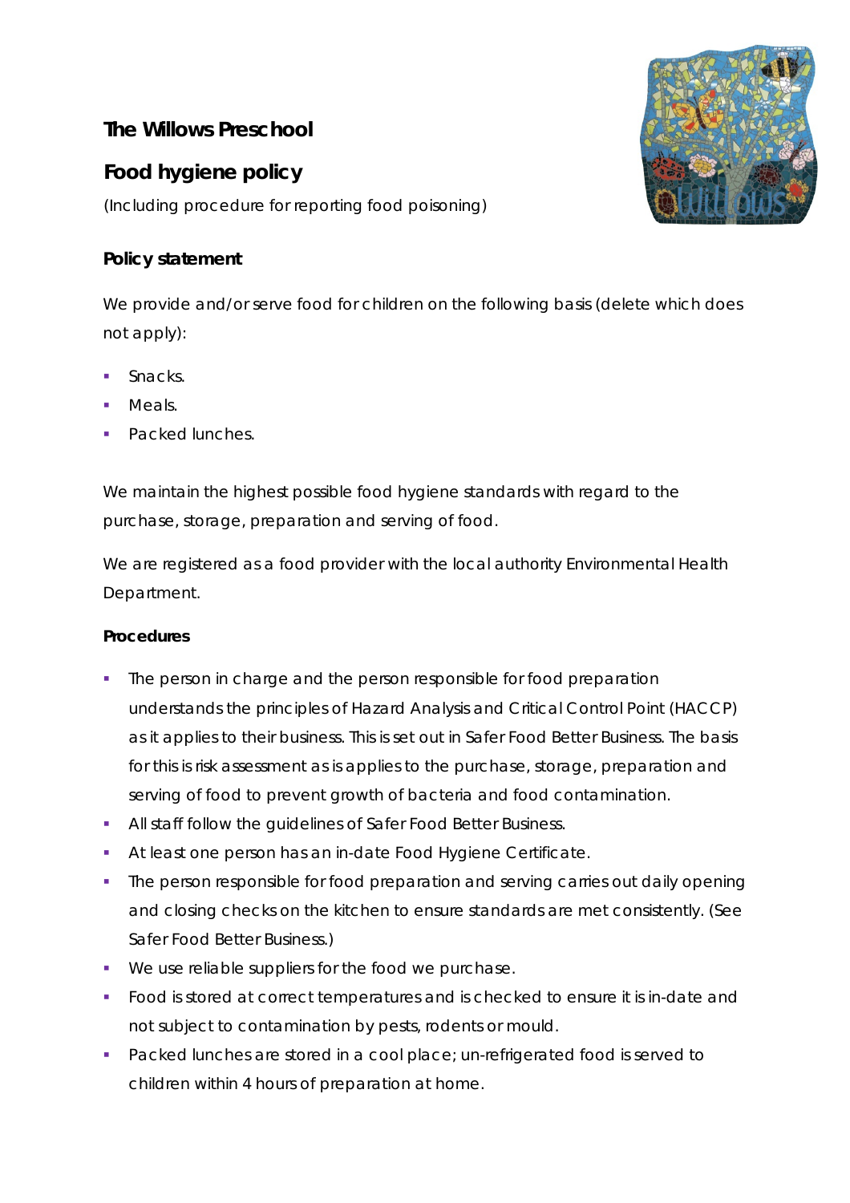# The Willows Preschool

## Food hygiene policy

(Including procedure for reporting food poisoning)

### Policy statement

We provide and/or serve food for children on the following basis (delete which does not apply):

- Snacks.
- Meals.
- Packed lunches.

We maintain the highest possible food hygiene standards with regard to the purchase, storage, preparation and serving of food.

We are registered as a food provider with the local authority Environmental Health Department.

### Procedures

- The person in charge and the person responsible for food preparation understands the principles of Hazard Analysis and Critical Control Point (HACCP) as it applies to their business. This is set out in Safer Food Better Business. The basis for this is risk assessment as is applies to the purchase, storage, preparation and serving of food to prevent growth of bacteria and food contamination.
- All staff follow the guidelines of Safer Food Better Business.
- At least one person has an in-date Food Hygiene Certificate.
- The person responsible for food preparation and serving carries out daily opening and closing checks on the kitchen to ensure standards are met consistently. (See Safer Food Better Business.)
- We use reliable suppliers for the food we purchase.
- Food is stored at correct temperatures and is checked to ensure it is in-date and not subject to contamination by pests, rodents or mould.
- Packed lunches are stored in a cool place; un-refrigerated food is served to children within 4 hours of preparation at home.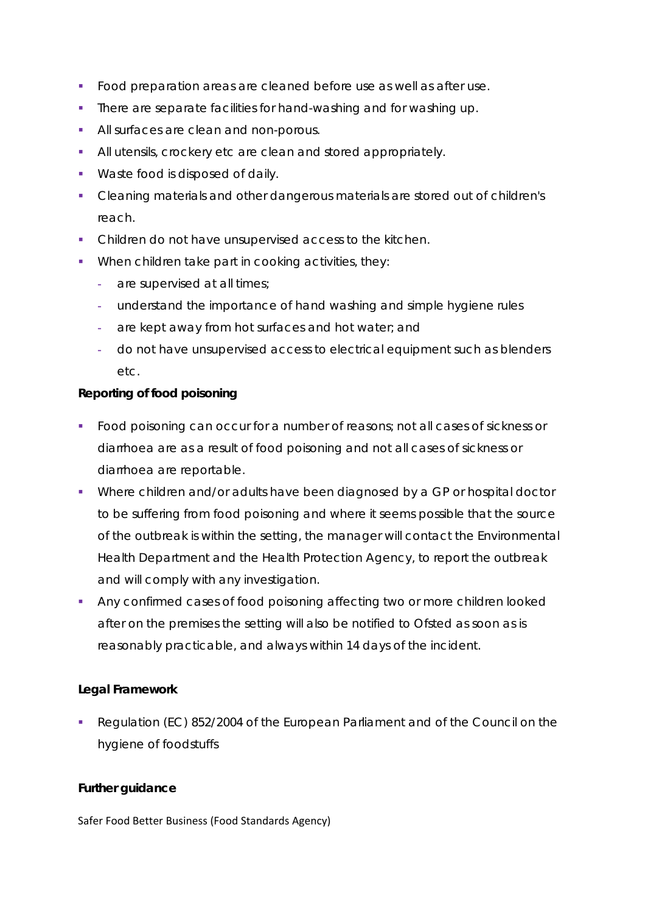- Food preparation areas are cleaned before use as well as after use.
- There are separate facilities for hand-washing and for washing up.
- All surfaces are clean and non-porous.
- All utensils, crockery etc are clean and stored appropriately.
- Waste food is disposed of daily.
- Cleaning materials and other dangerous materials are stored out of children's reach.
- Children do not have unsupervised access to the kitchen.
- When children take part in cooking activities, they:
  - are supervised at all times;
  - understand the importance of hand washing and simple hygiene rules
  - are kept away from hot surfaces and hot water; and
  - do not have unsupervised access to electrical equipment such as blenders etc.

**Reporting of food poisoning**

- Food poisoning can occur for a number of reasons; not all cases of sickness or diarrhoea are as a result of food poisoning and not all cases of sickness or diarrhoea are reportable.
- Where children and/or adults have been diagnosed by a GP or hospital doctor to be suffering from food poisoning and where it seems possible that the source of the outbreak is within the setting, the manager will contact the Environmental Health Department and the Health Protection Agency, to report the outbreak and will comply with any investigation.
- Any confirmed cases of food poisoning affecting two or more children looked after on the premises the setting will also be notified to Ofsted as soon as is reasonably practicable, and always within 14 days of the incident.

**Legal Framework**

- Regulation (EC) 852/2004 of the European Parliament and of the Council on the hygiene of foodstuffs

**Further guidance**

Safer Food Better Business (Food Standards Agency)